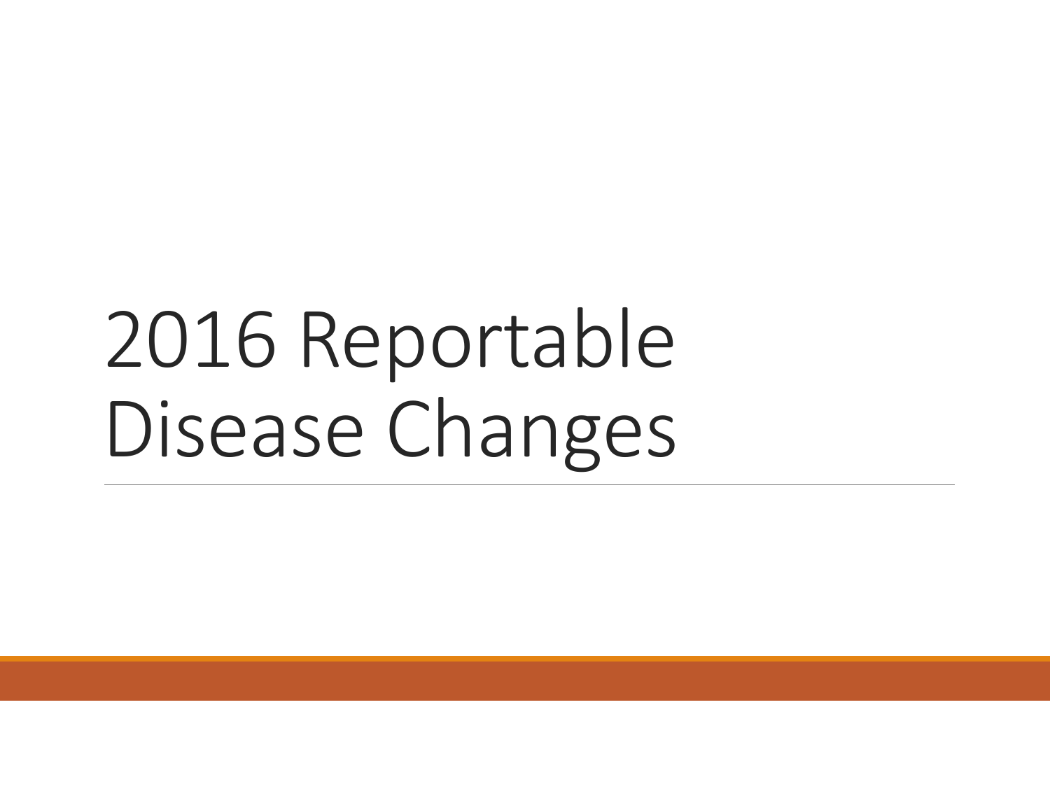# 2016 Reportable Disease Changes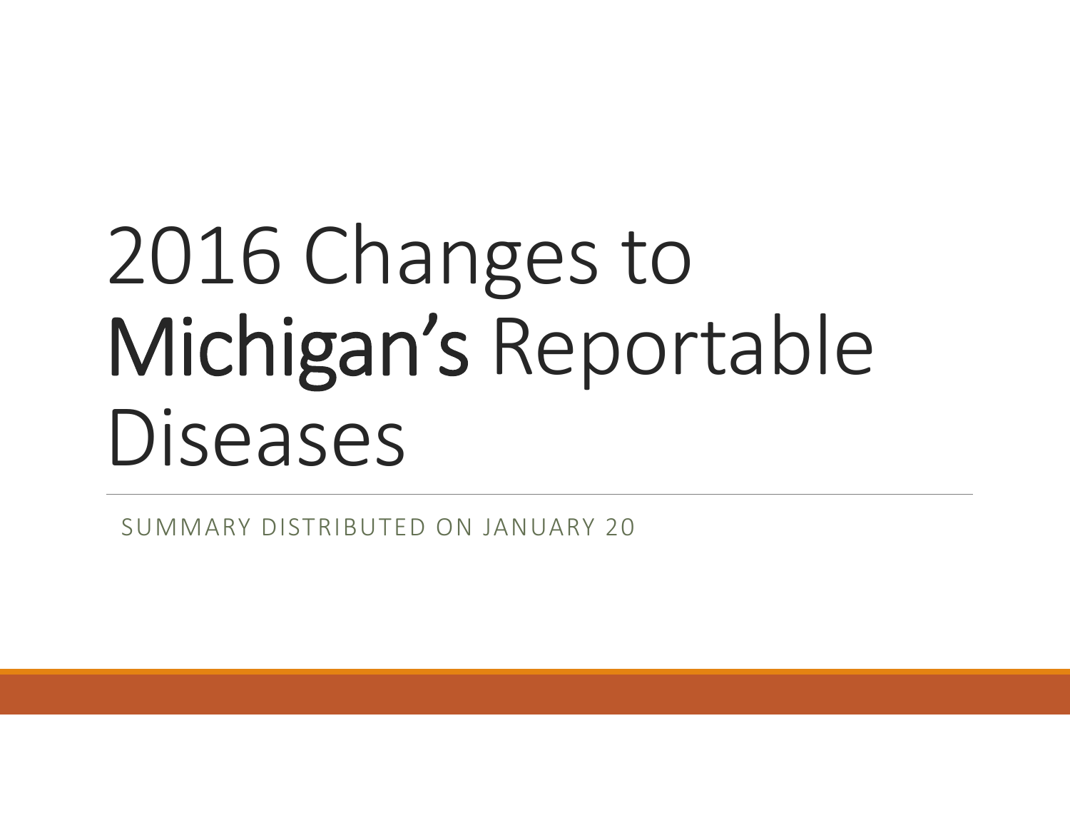# 2016 Changes to Michigan's Reportable Diseases

SUMMARY DISTRIBUTED ON JANUARY 20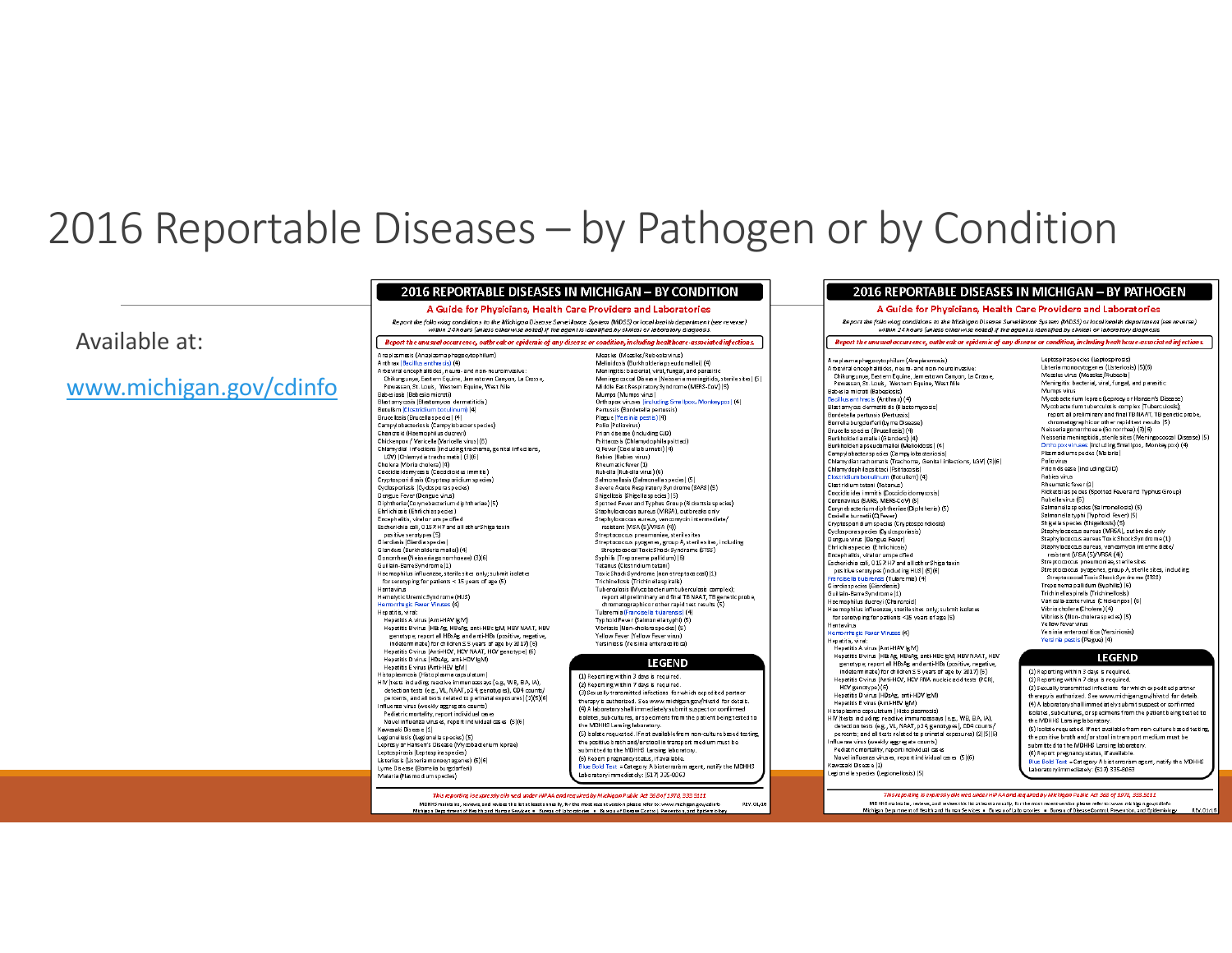# 2016 Reportable Diseases – by Pathogen or by Condition

Available at:

www.michigan.gov/cdinfo

## 2016 REPORTABLE DISEASES IN MICHIGAN – BY CONDITION

**A Guide for Physicians, Health Care Providers and Laboratories**

## 2016 REPORTABLE DISEASES IN MICHIGAN – BY PATHOGEN

**A Guide for Physicians, Health Care Providers and Laboratories**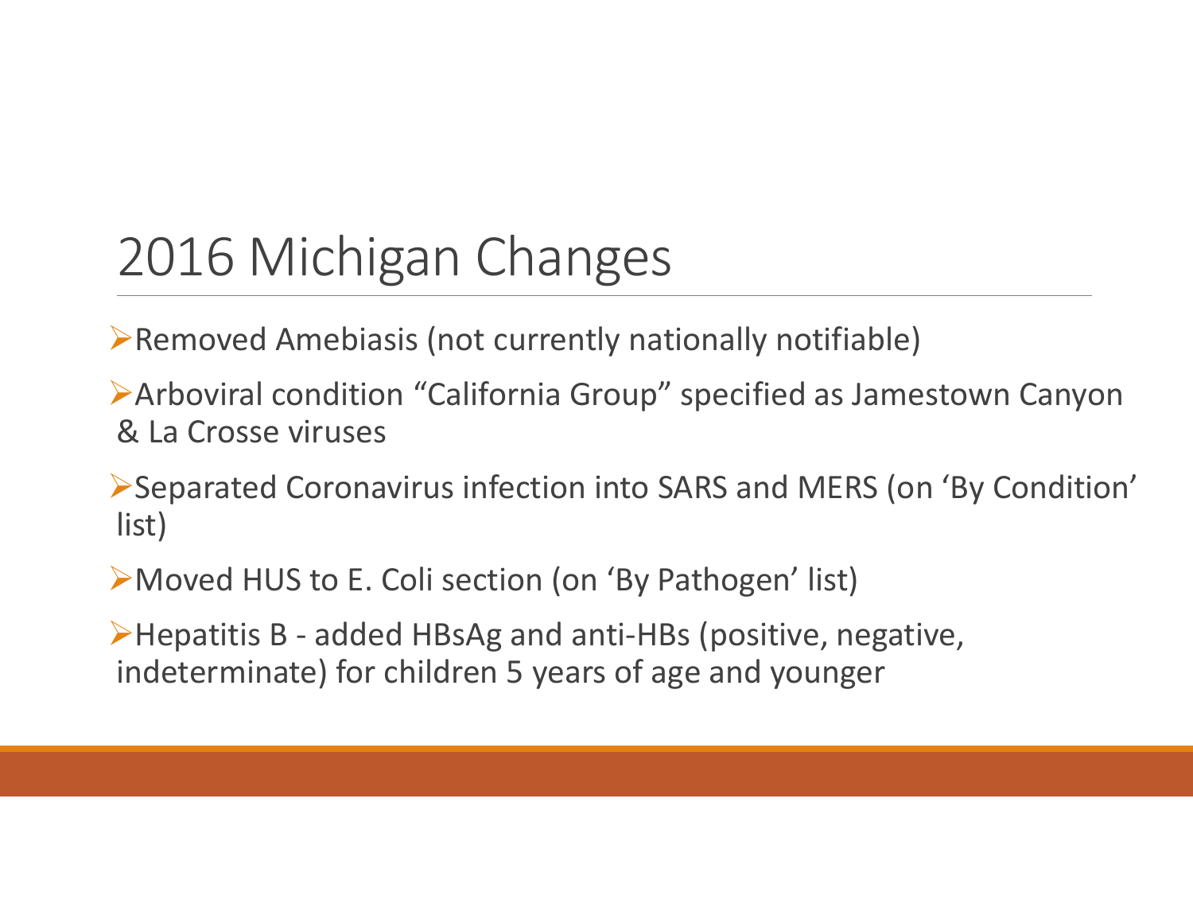# 2016 Michigan Changes

- Removed Amebiasis (not currently nationally notifiable)
- Arboviral condition "California Group" specified as Jamestown Canyon & La Crosse viruses
- Separated Coronavirus infection into SARS and MERS (on 'By Condition' list)
- Moved HUS to E. Coli section (on 'By Pathogen' list)
- Hepatitis B - added HBsAg and anti-HBs (positive, negative, indeterminate) for children 5 years of age and younger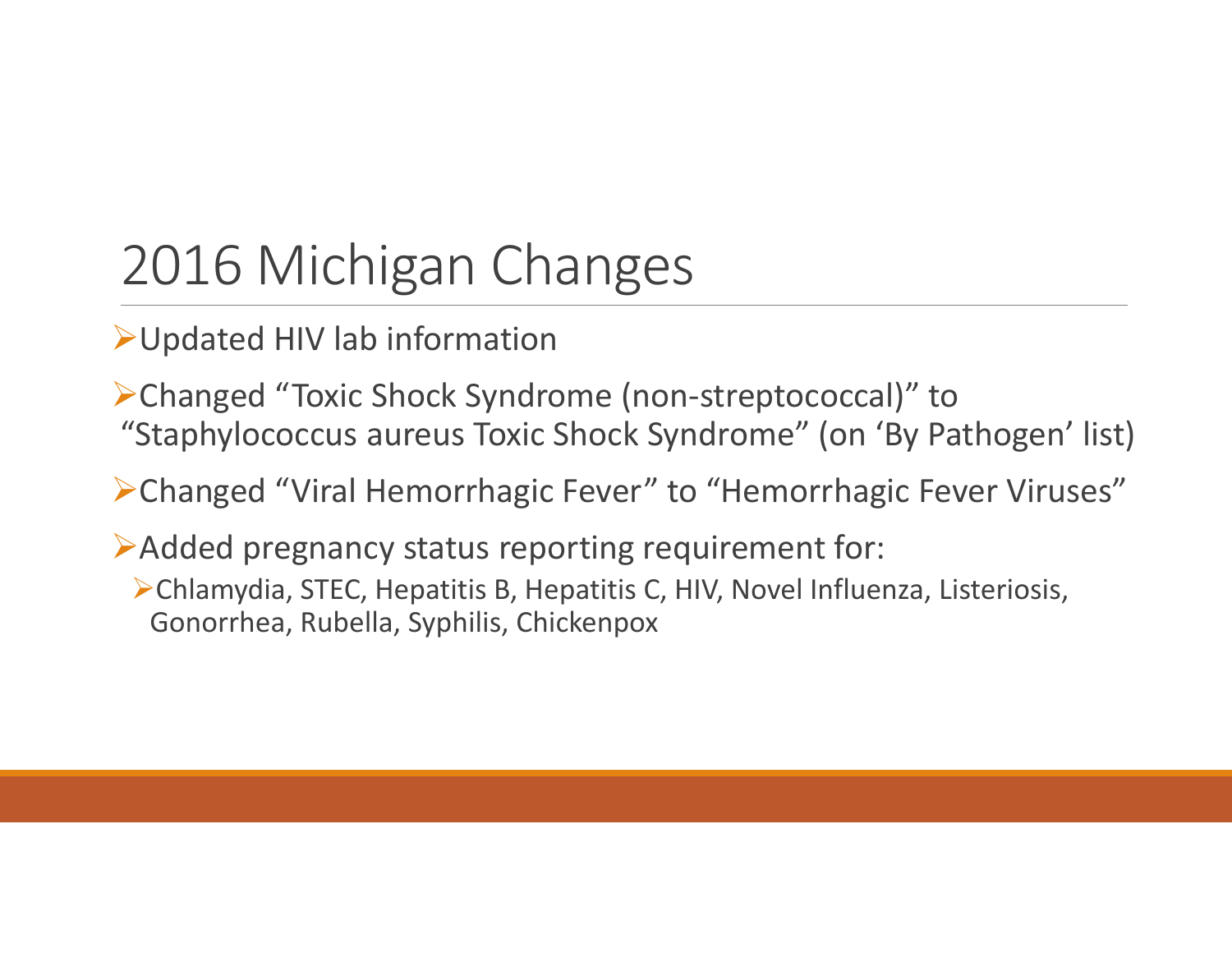# 2016 Michigan Changes

- Updated HIV lab information
- Changed “Toxic Shock Syndrome (non-streptococcal)” to “Staphylococcus aureus Toxic Shock Syndrome” (on ‘By Pathogen’ list)
- Changed “Viral Hemorrhagic Fever” to “Hemorrhagic Fever Viruses”
- Added pregnancy status reporting requirement for:
  - Chlamydia, STEC, Hepatitis B, Hepatitis C, HIV, Novel Influenza, Listeriosis, Gonorrhea, Rubella, Syphilis, Chickenpox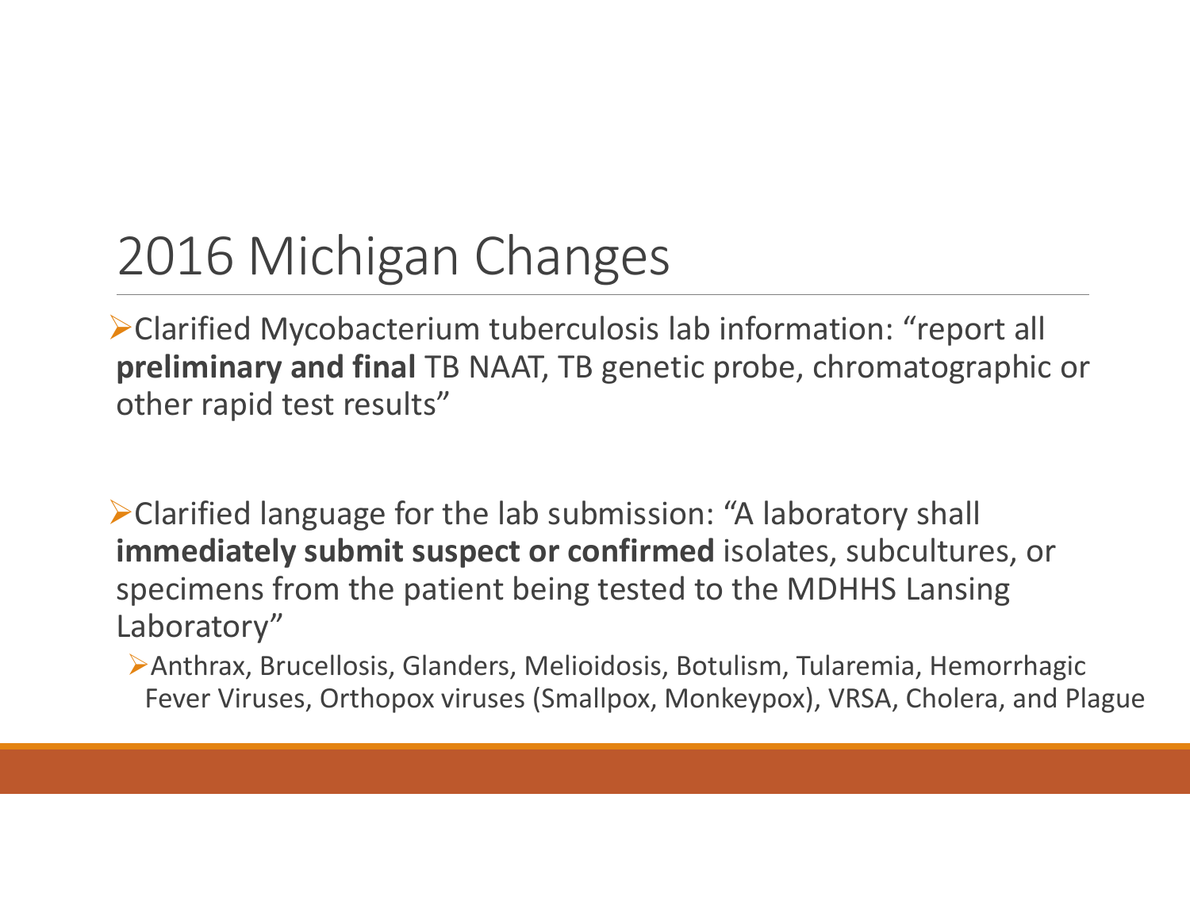# 2016 Michigan Changes

- Clarified Mycobacterium tuberculosis lab information: "report all **preliminary and final** TB NAAT, TB genetic probe, chromatographic or other rapid test results"

- Clarified language for the lab submission: "A laboratory shall **immediately submit suspect or confirmed** isolates, subcultures, or specimens from the patient being tested to the MDHHS Lansing Laboratory"
  - Anthrax, Brucellosis, Glanders, Melioidosis, Botulism, Tularemia, Hemorrhagic Fever Viruses, Orthopox viruses (Smallpox, Monkeypox), VRSA, Cholera, and Plague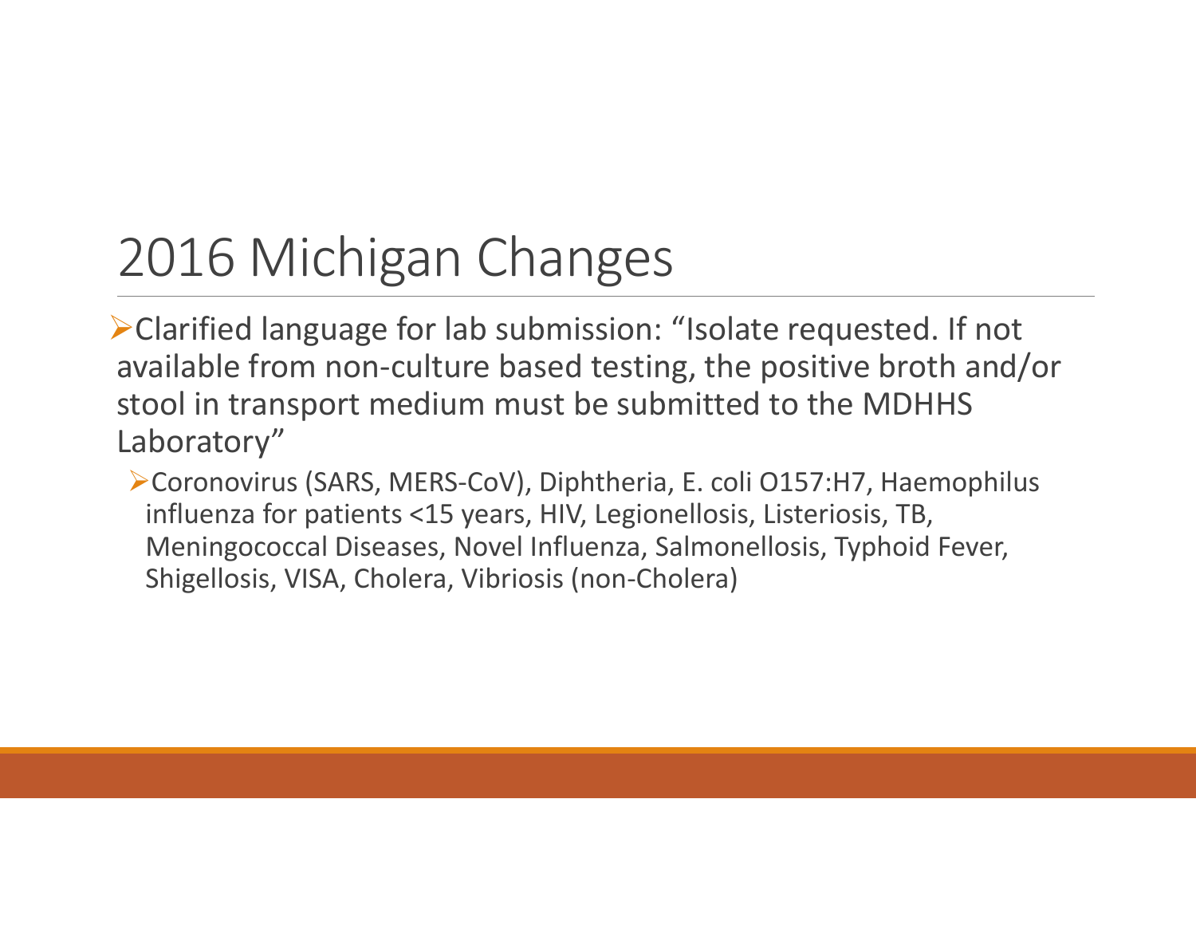# 2016 Michigan Changes

- Clarified language for lab submission: "Isolate requested. If not available from non-culture based testing, the positive broth and/or stool in transport medium must be submitted to the MDHHS Laboratory"
  - Coronovirus (SARS, MERS-CoV), Diphtheria, E. coli O157:H7, Haemophilus influenza for patients <15 years, HIV, Legionellosis, Listeriosis, TB, Meningococcal Diseases, Novel Influenza, Salmonellosis, Typhoid Fever, Shigellosis, VISA, Cholera, Vibriosis (non-Cholera)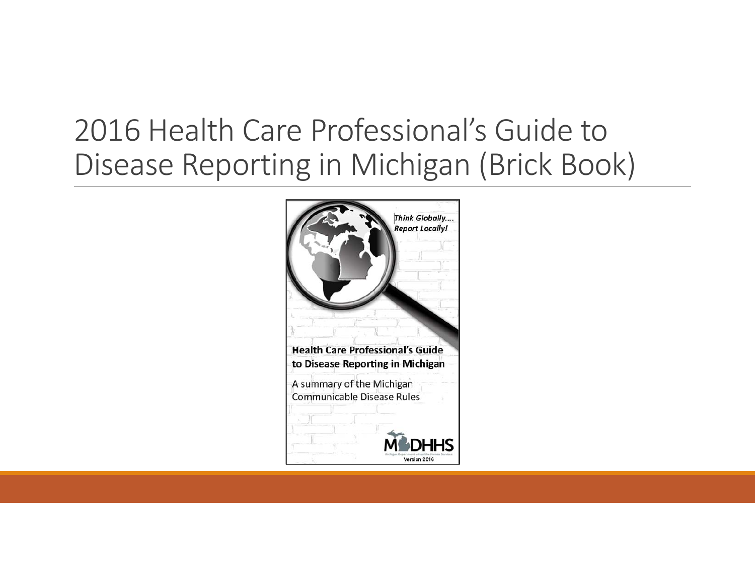# 2016 Health Care Professional's Guide to Disease Reporting in Michigan (Brick Book)

*Think Globally.... Report Locally!*

**Health Care Professional's Guide to Disease Reporting in Michigan**

A summary of the Michigan Communicable Disease Rules

MDHHS

Michigan Department of Health & Human Services

Version 2016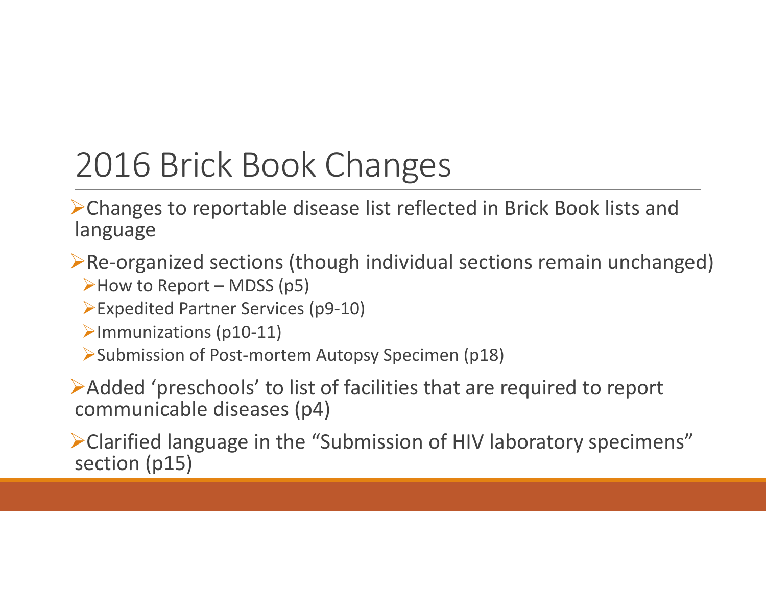# 2016 Brick Book Changes

- Changes to reportable disease list reflected in Brick Book lists and language
- Re-organized sections (though individual sections remain unchanged)
  - How to Report – MDSS (p5)
  - Expedited Partner Services (p9-10)
  - Immunizations (p10-11)
  - Submission of Post-mortem Autopsy Specimen (p18)
- Added 'preschools' to list of facilities that are required to report communicable diseases (p4)
- Clarified language in the "Submission of HIV laboratory specimens" section (p15)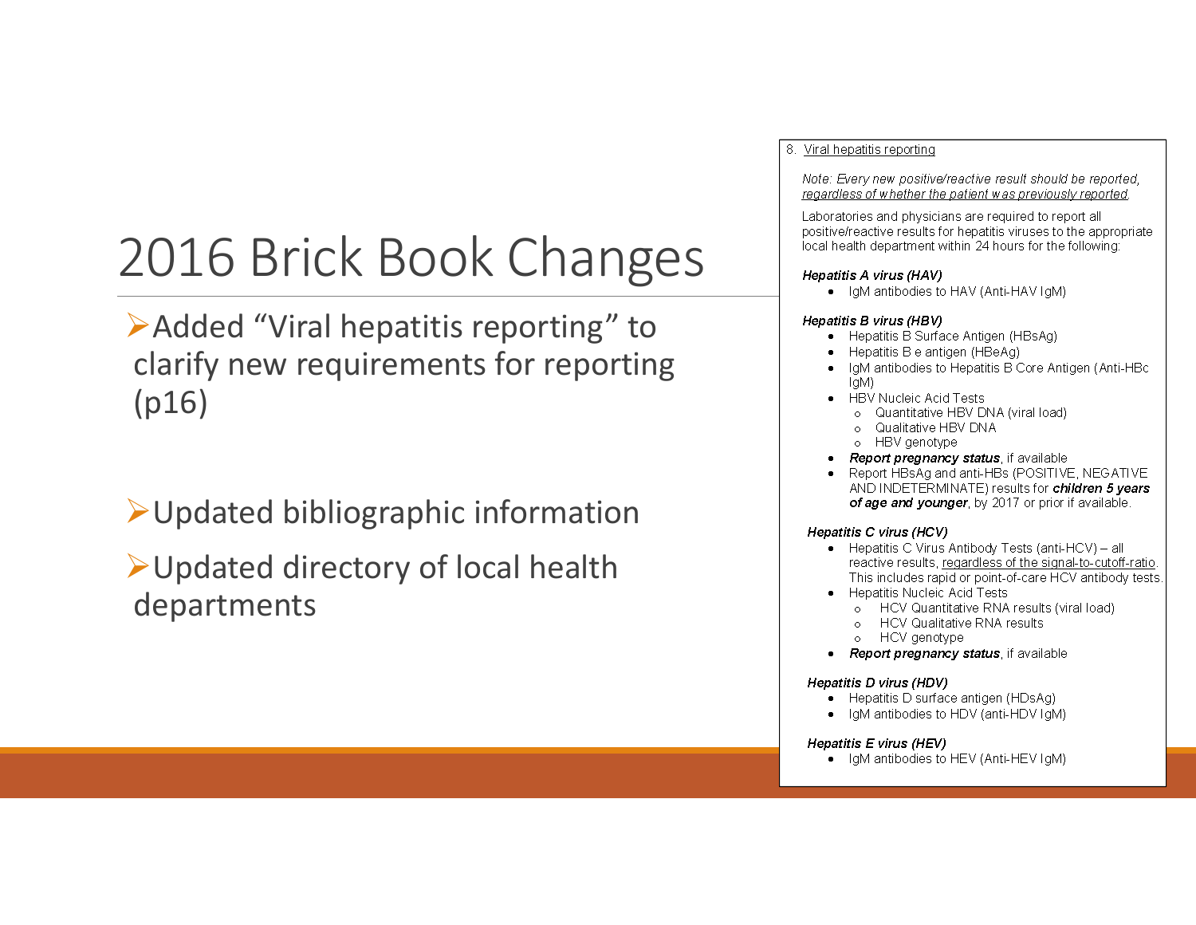# 2016 Brick Book Changes

- Added “Viral hepatitis reporting” to clarify new requirements for reporting (p16)
- Updated bibliographic information
- Updated directory of local health departments

8. Viral hepatitis reporting

*Note: Every new positive/reactive result should be reported, regardless of whether the patient was previously reported.*

Laboratories and physicians are required to report all positive/reactive results for hepatitis viruses to the appropriate local health department within 24 hours for the following:

***Hepatitis A virus (HAV)***

- IgM antibodies to HAV (Anti-HAV IgM)

***Hepatitis B virus (HBV)***

- Hepatitis B Surface Antigen (HBsAg)
- Hepatitis B e antigen (HBeAg)
- IgM antibodies to Hepatitis B Core Antigen (Anti-HBc IgM)
- HBV Nucleic Acid Tests
  - Quantitative HBV DNA (viral load)
  - Qualitative HBV DNA
  - HBV genotype
- ***Report pregnancy status***, if available
- Report HBsAg and anti-HBs (POSITIVE, NEGATIVE AND INDETERMINATE) results for ***children 5 years of age and younger***, by 2017 or prior if available.

***Hepatitis C virus (HCV)***

- Hepatitis C Virus Antibody Tests (anti-HCV) – all reactive results, regardless of the signal-to-cutoff-ratio. This includes rapid or point-of-care HCV antibody tests.
- Hepatitis Nucleic Acid Tests
  - HCV Quantitative RNA results (viral load)
  - HCV Qualitative RNA results
  - HCV genotype
- ***Report pregnancy status***, if available

***Hepatitis D virus (HDV)***

- Hepatitis D surface antigen (HDsAg)
- IgM antibodies to HDV (anti-HDV IgM)

***Hepatitis E virus (HEV)***

- IgM antibodies to HEV (Anti-HEV IgM)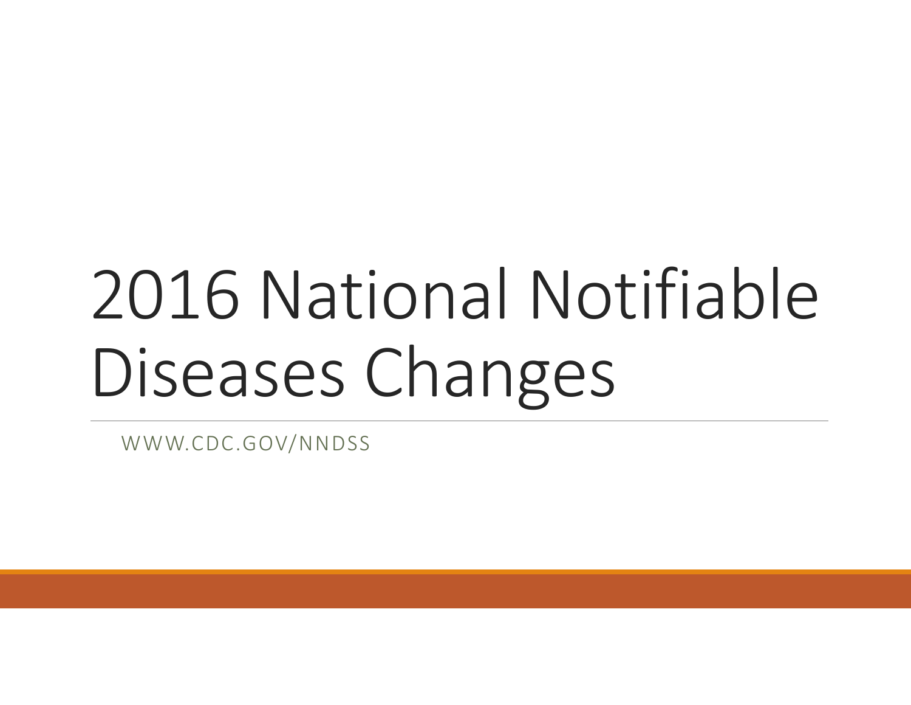# 2016 National Notifiable Diseases Changes

WWW.CDC.GOV/NNDSS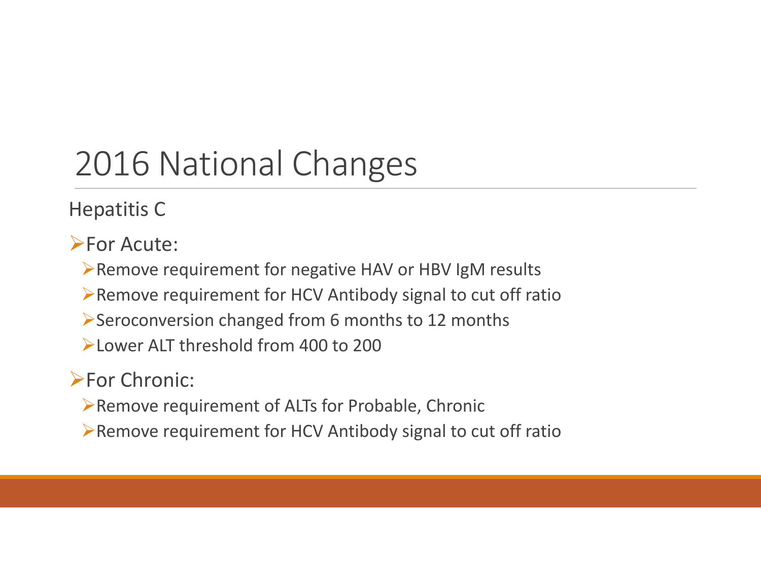# 2016 National Changes

Hepatitis C

- For Acute:
  - Remove requirement for negative HAV or HBV IgM results
  - Remove requirement for HCV Antibody signal to cut off ratio
  - Seroconversion changed from 6 months to 12 months
  - Lower ALT threshold from 400 to 200
- For Chronic:
  - Remove requirement of ALTs for Probable, Chronic
  - Remove requirement for HCV Antibody signal to cut off ratio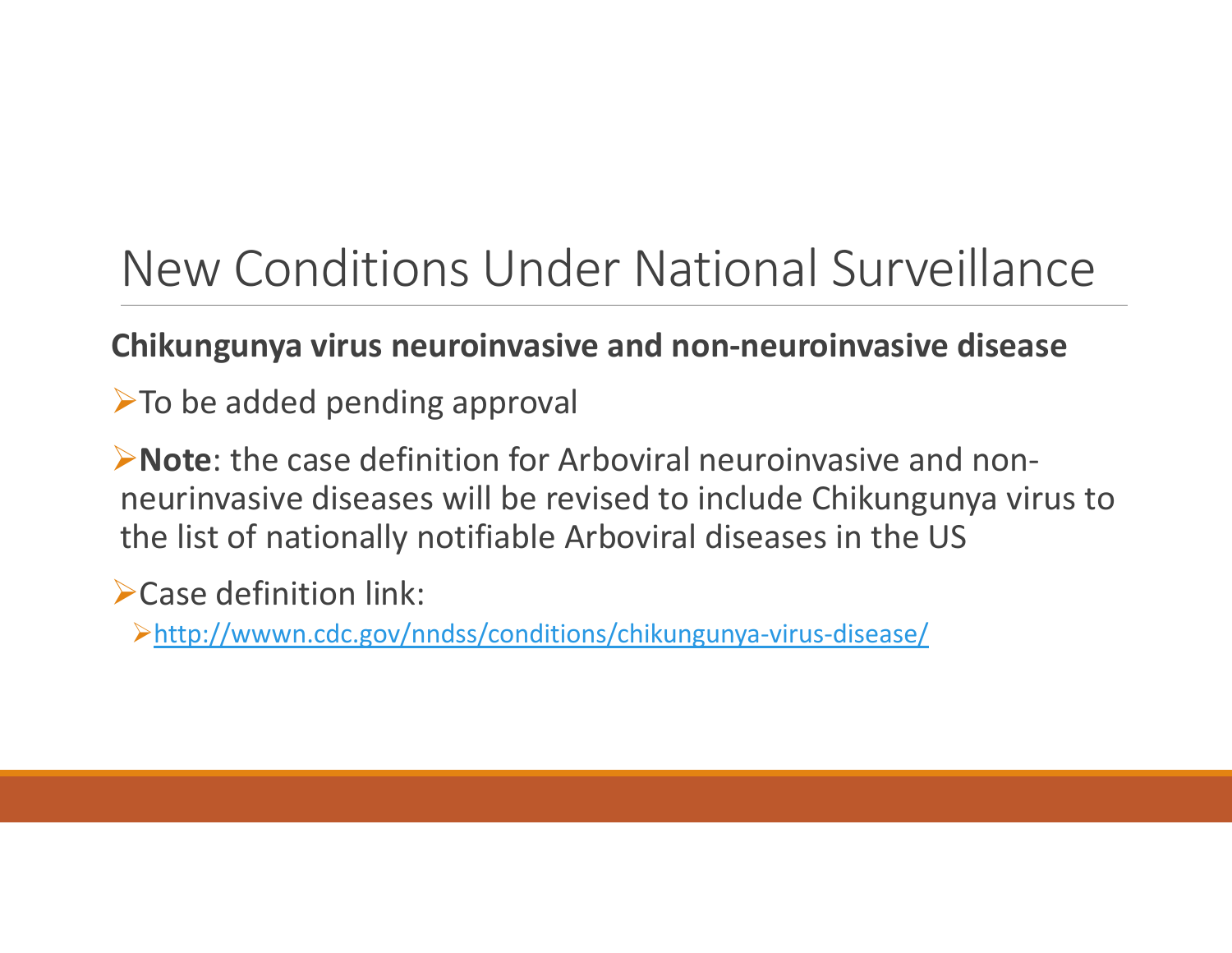# New Conditions Under National Surveillance

**Chikungunya virus neuroinvasive and non-neuroinvasive disease**

- To be added pending approval
- **Note**: the case definition for Arboviral neuroinvasive and non-neurinvasive diseases will be revised to include Chikungunya virus to the list of nationally notifiable Arboviral diseases in the US
- Case definition link:
  - [http://wwwn.cdc.gov/nndss/conditions/chikungunya-virus-disease/](http://wwwn.cdc.gov/nndss/conditions/chikungunya-virus-disease/)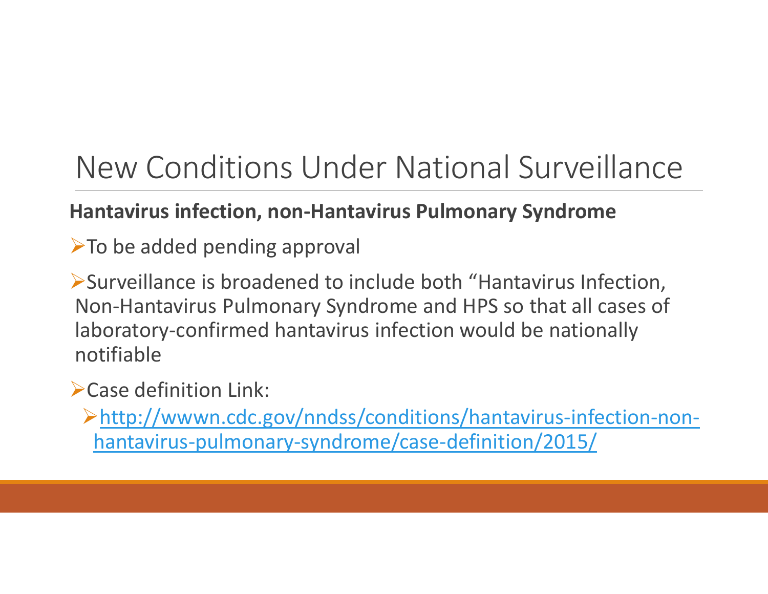# New Conditions Under National Surveillance

**Hantavirus infection, non-Hantavirus Pulmonary Syndrome**

- To be added pending approval
- Surveillance is broadened to include both "Hantavirus Infection, Non-Hantavirus Pulmonary Syndrome and HPS so that all cases of laboratory-confirmed hantavirus infection would be nationally notifiable
- Case definition Link:
  - [http://wwwn.cdc.gov/nndss/conditions/hantavirus-infection-non-hantavirus-pulmonary-syndrome/case-definition/2015/](http://wwwn.cdc.gov/nndss/conditions/hantavirus-infection-non-hantavirus-pulmonary-syndrome/case-definition/2015/)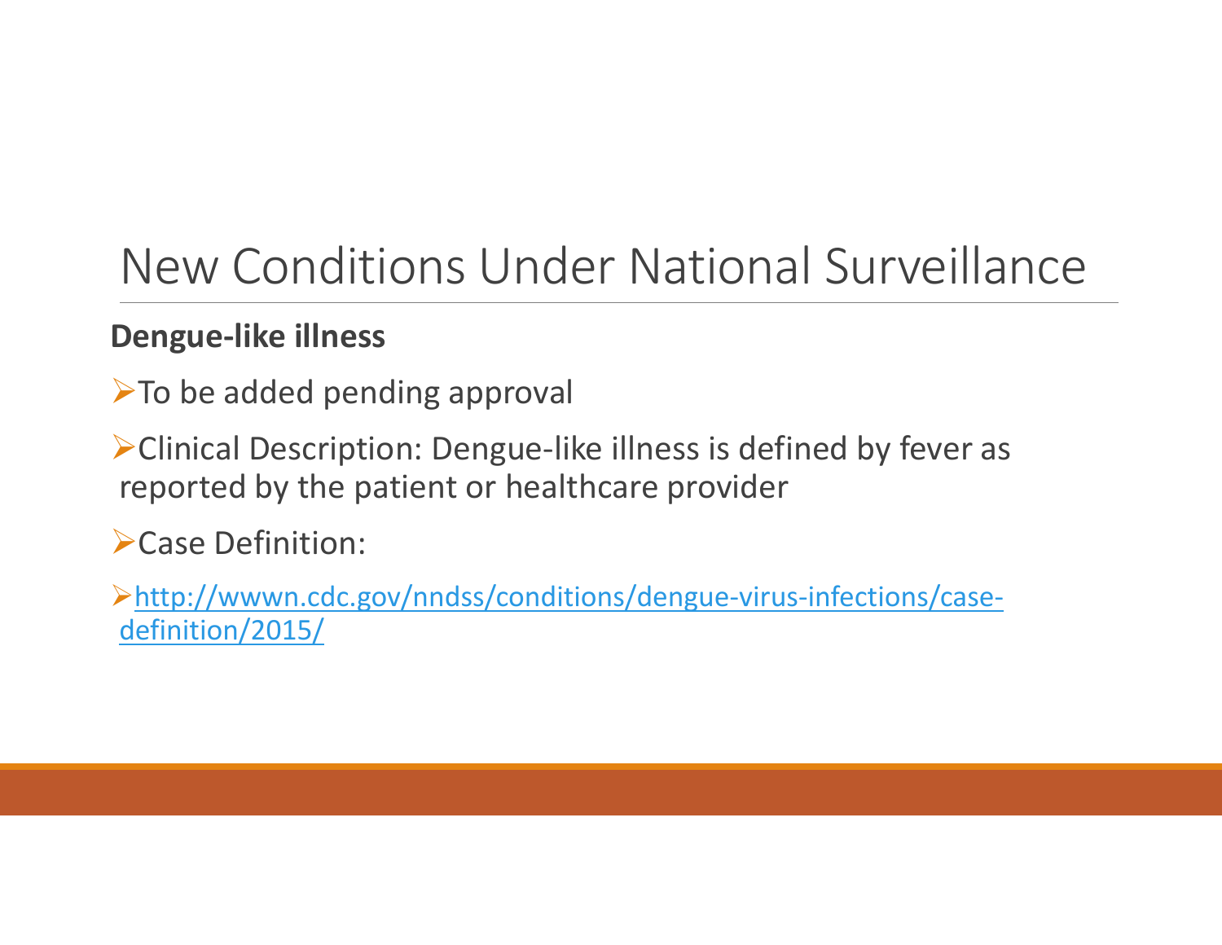# New Conditions Under National Surveillance

**Dengue-like illness**

- To be added pending approval
- Clinical Description: Dengue-like illness is defined by fever as reported by the patient or healthcare provider
- Case Definition:
- [http://wwwn.cdc.gov/nndss/conditions/dengue-virus-infections/case-definition/2015/](http://wwwn.cdc.gov/nndss/conditions/dengue-virus-infections/case-definition/2015/)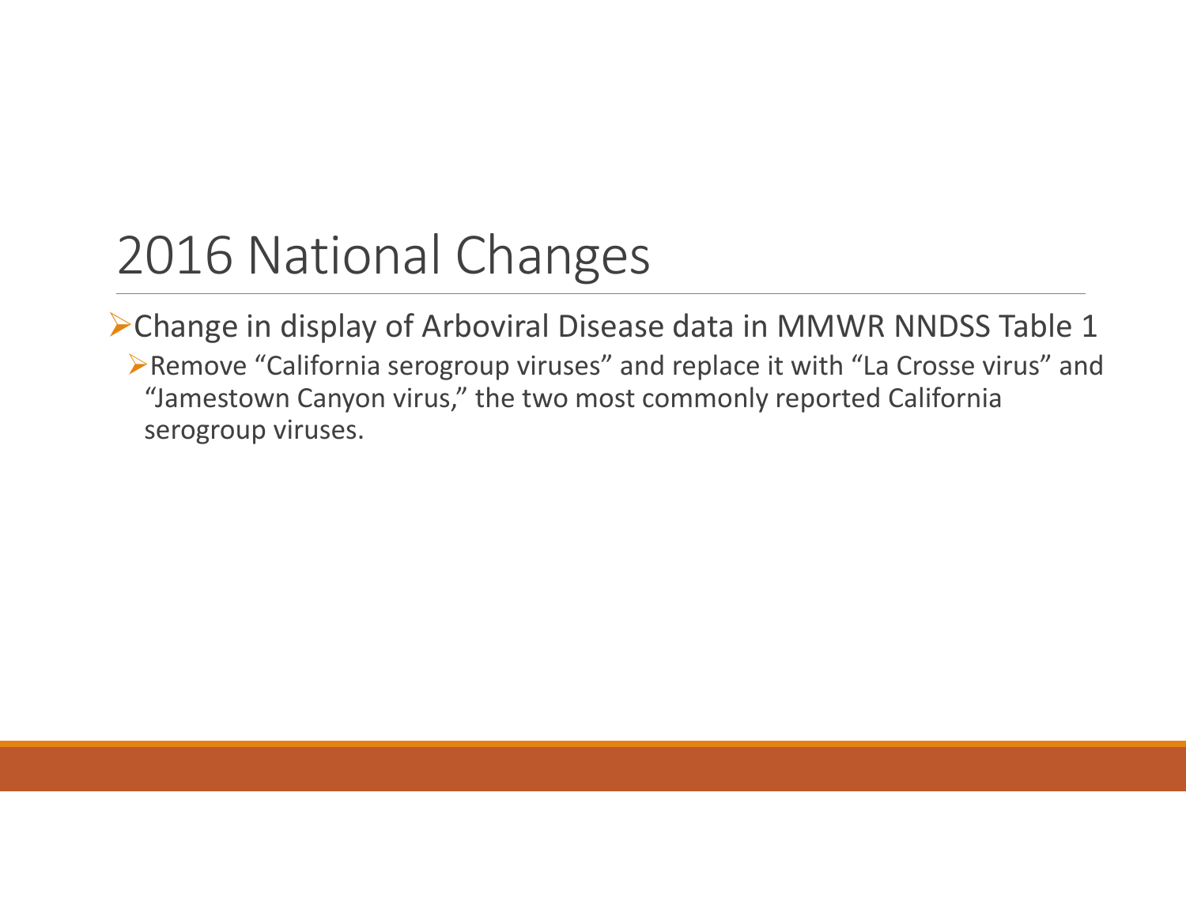# 2016 National Changes

- Change in display of Arboviral Disease data in MMWR NNDSS Table 1
  - Remove "California serogroup viruses" and replace it with "La Crosse virus" and "Jamestown Canyon virus," the two most commonly reported California serogroup viruses.